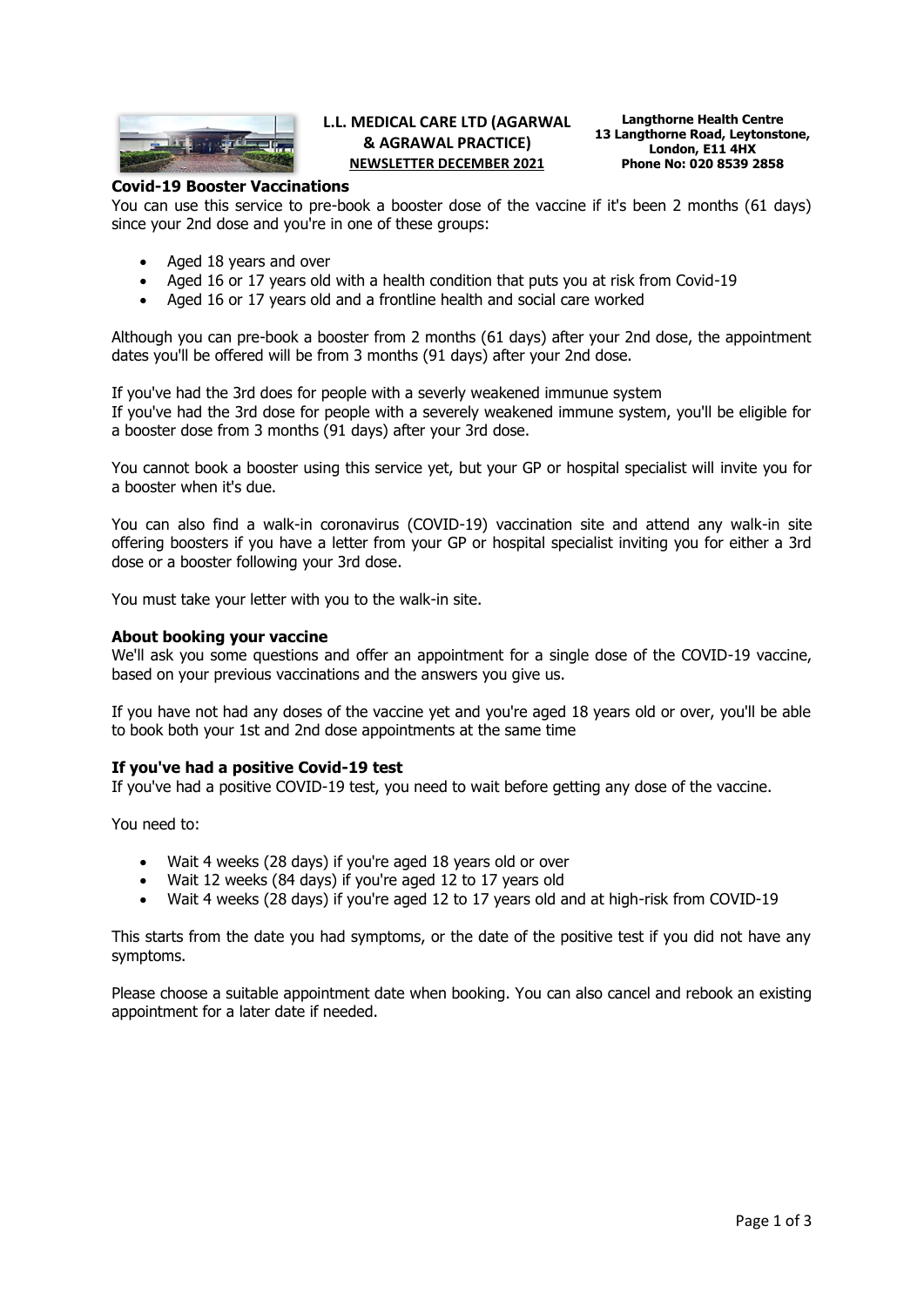**L.L. MEDICAL CARE LTD (AGARWAL & AGRAWAL PRACTICE)**
**NEWSLETTER DECEMBER 2021**

**Langthorne Health Centre**
**13 Langthorne Road, Leytonstone, London, E11 4HX**
**Phone No: 020 8539 2858**

### Covid-19 Booster Vaccinations

You can use this service to pre-book a booster dose of the vaccine if it's been 2 months (61 days) since your 2nd dose and you're in one of these groups:

- Aged 18 years and over
- Aged 16 or 17 years old with a health condition that puts you at risk from Covid-19
- Aged 16 or 17 years old and a frontline health and social care worked

Although you can pre-book a booster from 2 months (61 days) after your 2nd dose, the appointment dates you'll be offered will be from 3 months (91 days) after your 2nd dose.

If you've had the 3rd does for people with a severly weakened immunue system
If you've had the 3rd dose for people with a severely weakened immune system, you'll be eligible for a booster dose from 3 months (91 days) after your 3rd dose.

You cannot book a booster using this service yet, but your GP or hospital specialist will invite you for a booster when it's due.

You can also find a walk-in coronavirus (COVID-19) vaccination site and attend any walk-in site offering boosters if you have a letter from your GP or hospital specialist inviting you for either a 3rd dose or a booster following your 3rd dose.

You must take your letter with you to the walk-in site.

### About booking your vaccine

We'll ask you some questions and offer an appointment for a single dose of the COVID-19 vaccine, based on your previous vaccinations and the answers you give us.

If you have not had any doses of the vaccine yet and you're aged 18 years old or over, you'll be able to book both your 1st and 2nd dose appointments at the same time

### If you've had a positive Covid-19 test

If you've had a positive COVID-19 test, you need to wait before getting any dose of the vaccine.

You need to:

- Wait 4 weeks (28 days) if you're aged 18 years old or over
- Wait 12 weeks (84 days) if you're aged 12 to 17 years old
- Wait 4 weeks (28 days) if you're aged 12 to 17 years old and at high-risk from COVID-19

This starts from the date you had symptoms, or the date of the positive test if you did not have any symptoms.

Please choose a suitable appointment date when booking. You can also cancel and rebook an existing appointment for a later date if needed.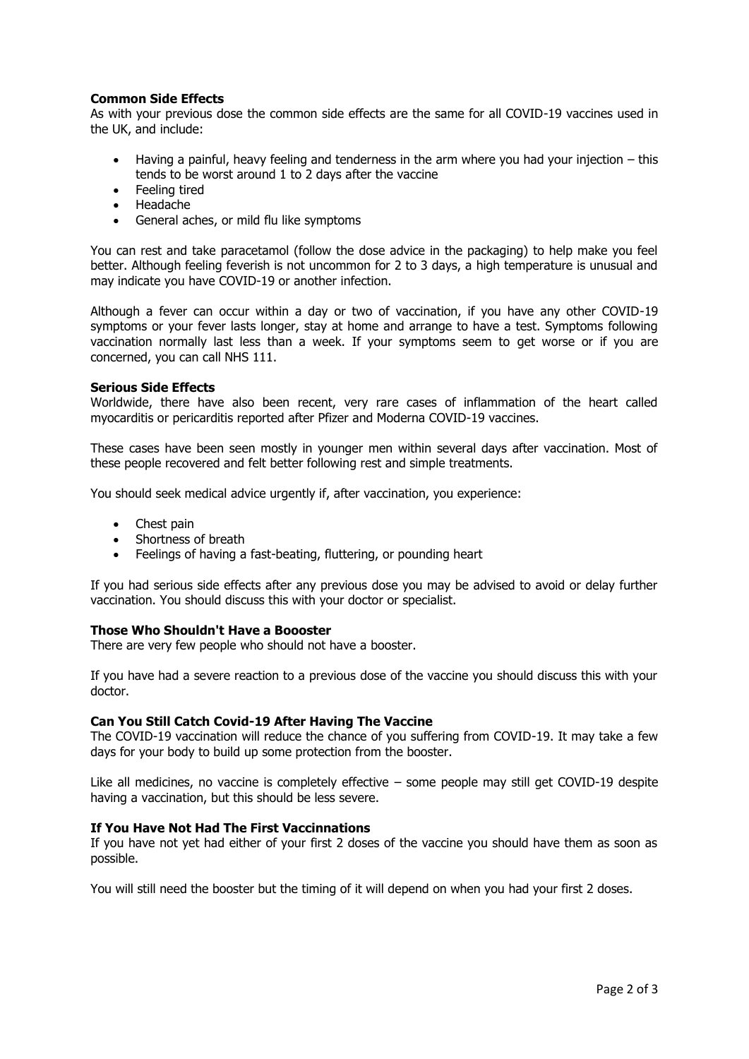**Common Side Effects**

As with your previous dose the common side effects are the same for all COVID-19 vaccines used in the UK, and include:

- Having a painful, heavy feeling and tenderness in the arm where you had your injection – this tends to be worst around 1 to 2 days after the vaccine
- Feeling tired
- Headache
- General aches, or mild flu like symptoms

You can rest and take paracetamol (follow the dose advice in the packaging) to help make you feel better. Although feeling feverish is not uncommon for 2 to 3 days, a high temperature is unusual and may indicate you have COVID-19 or another infection.

Although a fever can occur within a day or two of vaccination, if you have any other COVID-19 symptoms or your fever lasts longer, stay at home and arrange to have a test. Symptoms following vaccination normally last less than a week. If your symptoms seem to get worse or if you are concerned, you can call NHS 111.

**Serious Side Effects**

Worldwide, there have also been recent, very rare cases of inflammation of the heart called myocarditis or pericarditis reported after Pfizer and Moderna COVID-19 vaccines.

These cases have been seen mostly in younger men within several days after vaccination. Most of these people recovered and felt better following rest and simple treatments.

You should seek medical advice urgently if, after vaccination, you experience:

- Chest pain
- Shortness of breath
- Feelings of having a fast-beating, fluttering, or pounding heart

If you had serious side effects after any previous dose you may be advised to avoid or delay further vaccination. You should discuss this with your doctor or specialist.

**Those Who Shouldn't Have a Boooster**

There are very few people who should not have a booster.

If you have had a severe reaction to a previous dose of the vaccine you should discuss this with your doctor.

**Can You Still Catch Covid-19 After Having The Vaccine**

The COVID-19 vaccination will reduce the chance of you suffering from COVID-19. It may take a few days for your body to build up some protection from the booster.

Like all medicines, no vaccine is completely effective – some people may still get COVID-19 despite having a vaccination, but this should be less severe.

**If You Have Not Had The First Vaccinnations**

If you have not yet had either of your first 2 doses of the vaccine you should have them as soon as possible.

You will still need the booster but the timing of it will depend on when you had your first 2 doses.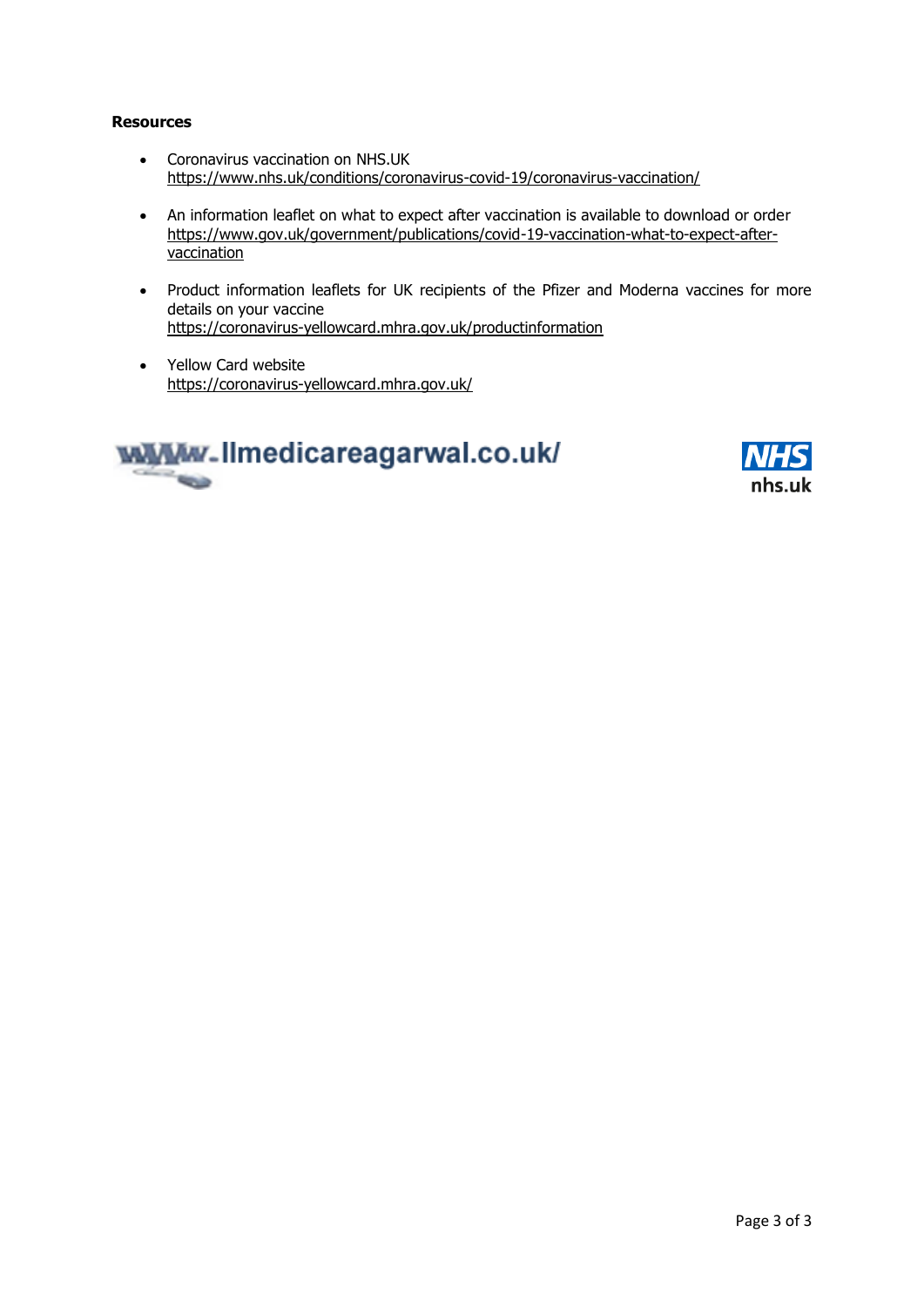**Resources**

- Coronavirus vaccination on NHS.UK
  https://www.nhs.uk/conditions/coronavirus-covid-19/coronavirus-vaccination/

- An information leaflet on what to expect after vaccination is available to download or order
  https://www.gov.uk/government/publications/covid-19-vaccination-what-to-expect-after-vaccination

- Product information leaflets for UK recipients of the Pfizer and Moderna vaccines for more details on your vaccine
  https://coronavirus-yellowcard.mhra.gov.uk/productinformation

- Yellow Card website
  https://coronavirus-yellowcard.mhra.gov.uk/

www.llmedicareagarwal.co.uk/

NHS
nhs.uk